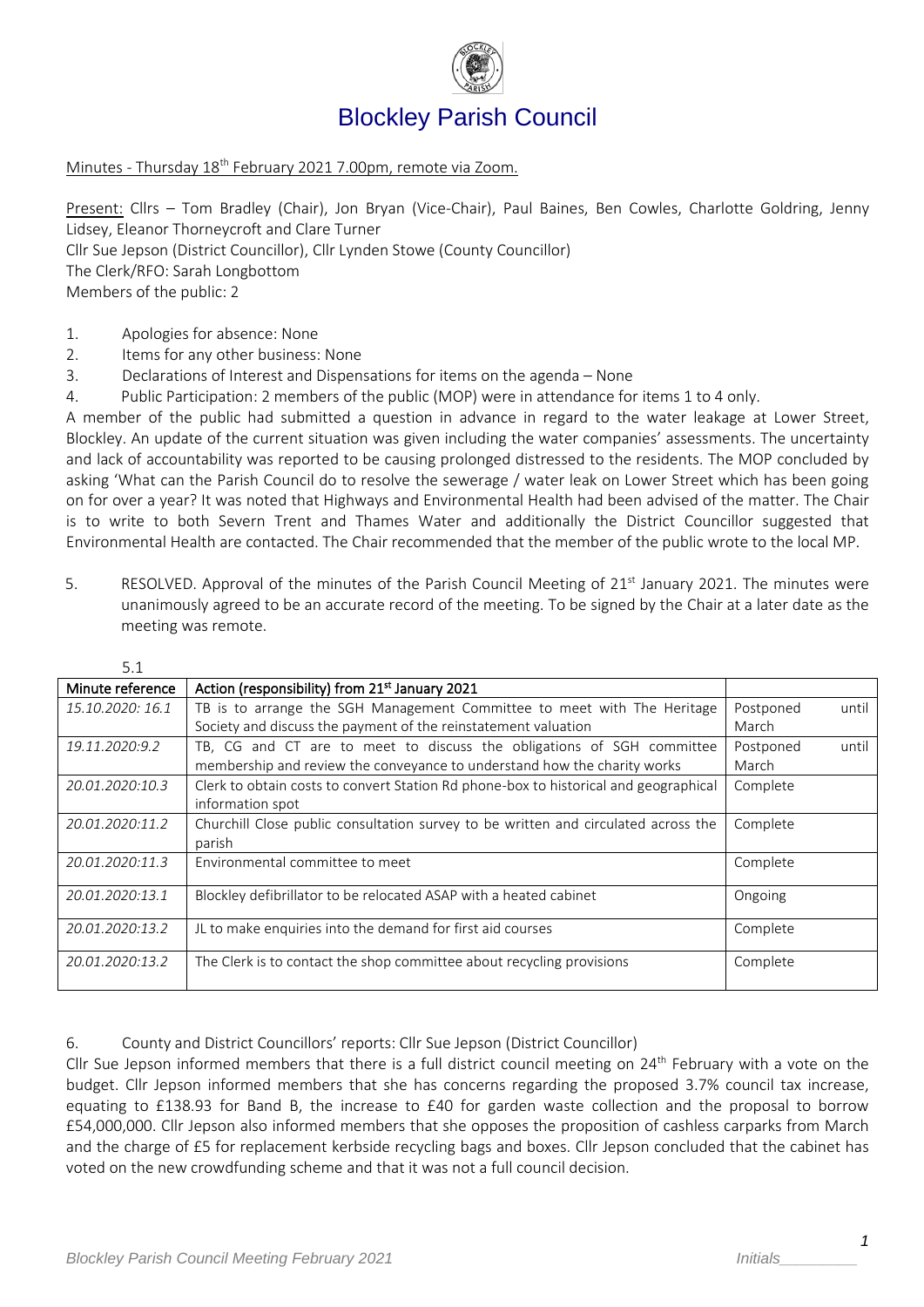# Blockley Parish Council

Minutes - Thursday 18th February 2021 7.00pm, remote via Zoom.

Present: Cllrs – Tom Bradley (Chair), Jon Bryan (Vice-Chair), Paul Baines, Ben Cowles, Charlotte Goldring, Jenny Lidsey, Eleanor Thorneycroft and Clare Turner
Cllr Sue Jepson (District Councillor), Cllr Lynden Stowe (County Councillor)
The Clerk/RFO: Sarah Longbottom
Members of the public: 2

1. Apologies for absence: None
2. Items for any other business: None
3. Declarations of Interest and Dispensations for items on the agenda – None
4. Public Participation: 2 members of the public (MOP) were in attendance for items 1 to 4 only.

A member of the public had submitted a question in advance in regard to the water leakage at Lower Street, Blockley. An update of the current situation was given including the water companies' assessments. The uncertainty and lack of accountability was reported to be causing prolonged distressed to the residents. The MOP concluded by asking 'What can the Parish Council do to resolve the sewerage / water leak on Lower Street which has been going on for over a year? It was noted that Highways and Environmental Health had been advised of the matter. The Chair is to write to both Severn Trent and Thames Water and additionally the District Councillor suggested that Environmental Health are contacted. The Chair recommended that the member of the public wrote to the local MP.

5. RESOLVED. Approval of the minutes of the Parish Council Meeting of 21st January 2021. The minutes were unanimously agreed to be an accurate record of the meeting. To be signed by the Chair at a later date as the meeting was remote.

5.1

| Minute reference | Action (responsibility) from 21st January 2021 | |
|---|---|---|
| *15.10.2020: 16.1* | TB is to arrange the SGH Management Committee to meet with The Heritage Society and discuss the payment of the reinstatement valuation | Postponed until March |
| *19.11.2020:9.2* | TB, CG and CT are to meet to discuss the obligations of SGH committee membership and review the conveyance to understand how the charity works | Postponed until March |
| *20.01.2020:10.3* | Clerk to obtain costs to convert Station Rd phone-box to historical and geographical information spot | Complete |
| *20.01.2020:11.2* | Churchill Close public consultation survey to be written and circulated across the parish | Complete |
| *20.01.2020:11.3* | Environmental committee to meet | Complete |
| *20.01.2020:13.1* | Blockley defibrillator to be relocated ASAP with a heated cabinet | Ongoing |
| *20.01.2020:13.2* | JL to make enquiries into the demand for first aid courses | Complete |
| *20.01.2020:13.2* | The Clerk is to contact the shop committee about recycling provisions | Complete |

6. County and District Councillors' reports: Cllr Sue Jepson (District Councillor)

Cllr Sue Jepson informed members that there is a full district council meeting on 24th February with a vote on the budget. Cllr Jepson informed members that she has concerns regarding the proposed 3.7% council tax increase, equating to £138.93 for Band B, the increase to £40 for garden waste collection and the proposal to borrow £54,000,000. Cllr Jepson also informed members that she opposes the proposition of cashless carparks from March and the charge of £5 for replacement kerbside recycling bags and boxes. Cllr Jepson concluded that the cabinet has voted on the new crowdfunding scheme and that it was not a full council decision.

Initials_________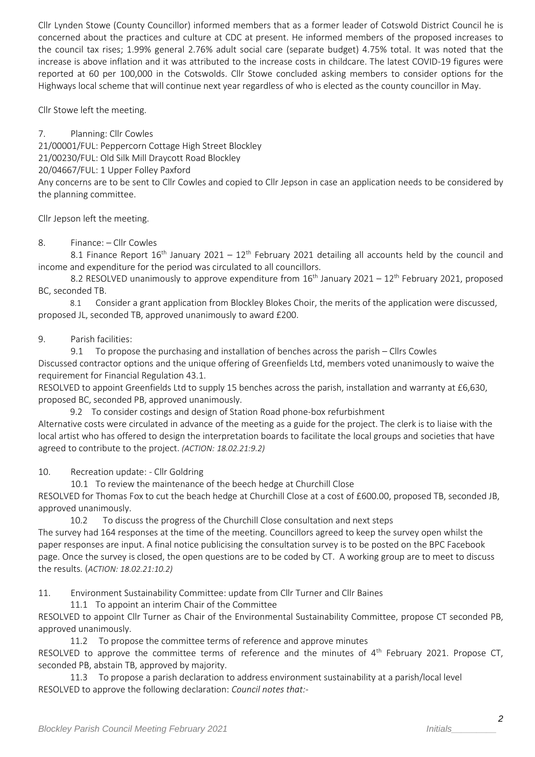Cllr Lynden Stowe (County Councillor) informed members that as a former leader of Cotswold District Council he is concerned about the practices and culture at CDC at present. He informed members of the proposed increases to the council tax rises; 1.99% general 2.76% adult social care (separate budget) 4.75% total. It was noted that the increase is above inflation and it was attributed to the increase costs in childcare. The latest COVID-19 figures were reported at 60 per 100,000 in the Cotswolds. Cllr Stowe concluded asking members to consider options for the Highways local scheme that will continue next year regardless of who is elected as the county councillor in May.

Cllr Stowe left the meeting.

7. Planning: Cllr Cowles

21/00001/FUL: Peppercorn Cottage High Street Blockley

21/00230/FUL: Old Silk Mill Draycott Road Blockley

20/04667/FUL: 1 Upper Folley Paxford

Any concerns are to be sent to Cllr Cowles and copied to Cllr Jepson in case an application needs to be considered by the planning committee.

Cllr Jepson left the meeting.

8. Finance: – Cllr Cowles

8.1 Finance Report 16th January 2021 – 12th February 2021 detailing all accounts held by the council and income and expenditure for the period was circulated to all councillors.

8.2 RESOLVED unanimously to approve expenditure from 16th January 2021 – 12th February 2021, proposed BC, seconded TB.

8.1 Consider a grant application from Blockley Blokes Choir, the merits of the application were discussed, proposed JL, seconded TB, approved unanimously to award £200.

9. Parish facilities:

9.1 To propose the purchasing and installation of benches across the parish – Cllrs Cowles

Discussed contractor options and the unique offering of Greenfields Ltd, members voted unanimously to waive the requirement for Financial Regulation 43.1.

RESOLVED to appoint Greenfields Ltd to supply 15 benches across the parish, installation and warranty at £6,630, proposed BC, seconded PB, approved unanimously.

9.2 To consider costings and design of Station Road phone-box refurbishment

Alternative costs were circulated in advance of the meeting as a guide for the project. The clerk is to liaise with the local artist who has offered to design the interpretation boards to facilitate the local groups and societies that have agreed to contribute to the project. *(ACTION: 18.02.21:9.2)*

10. Recreation update: - Cllr Goldring

10.1 To review the maintenance of the beech hedge at Churchill Close

RESOLVED for Thomas Fox to cut the beach hedge at Churchill Close at a cost of £600.00, proposed TB, seconded JB, approved unanimously.

10.2 To discuss the progress of the Churchill Close consultation and next steps

The survey had 164 responses at the time of the meeting. Councillors agreed to keep the survey open whilst the paper responses are input. A final notice publicising the consultation survey is to be posted on the BPC Facebook page. Once the survey is closed, the open questions are to be coded by CT. A working group are to meet to discuss the results. (*ACTION: 18.02.21:10.2)*

11. Environment Sustainability Committee: update from Cllr Turner and Cllr Baines

11.1 To appoint an interim Chair of the Committee

RESOLVED to appoint Cllr Turner as Chair of the Environmental Sustainability Committee, propose CT seconded PB, approved unanimously.

11.2 To propose the committee terms of reference and approve minutes

RESOLVED to approve the committee terms of reference and the minutes of 4th February 2021. Propose CT, seconded PB, abstain TB, approved by majority.

11.3 To propose a parish declaration to address environment sustainability at a parish/local level

RESOLVED to approve the following declaration: *Council notes that:-*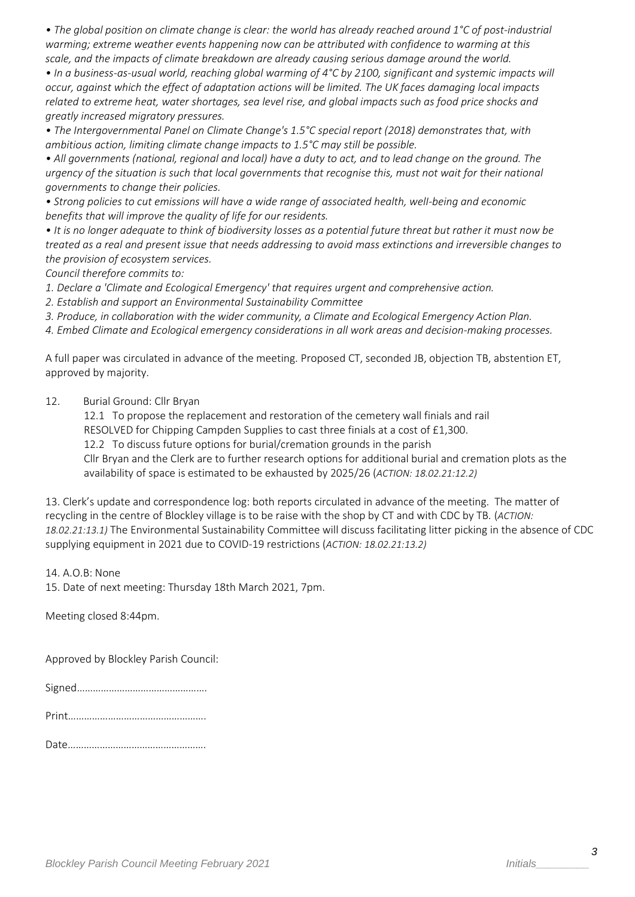*• The global position on climate change is clear: the world has already reached around 1°C of post-industrial warming; extreme weather events happening now can be attributed with confidence to warming at this scale, and the impacts of climate breakdown are already causing serious damage around the world.*

*• In a business-as-usual world, reaching global warming of 4°C by 2100, significant and systemic impacts will occur, against which the effect of adaptation actions will be limited. The UK faces damaging local impacts related to extreme heat, water shortages, sea level rise, and global impacts such as food price shocks and greatly increased migratory pressures.*

*• The Intergovernmental Panel on Climate Change's 1.5°C special report (2018) demonstrates that, with ambitious action, limiting climate change impacts to 1.5°C may still be possible.*

*• All governments (national, regional and local) have a duty to act, and to lead change on the ground. The urgency of the situation is such that local governments that recognise this, must not wait for their national governments to change their policies.*

*• Strong policies to cut emissions will have a wide range of associated health, well-being and economic benefits that will improve the quality of life for our residents.*

*• It is no longer adequate to think of biodiversity losses as a potential future threat but rather it must now be treated as a real and present issue that needs addressing to avoid mass extinctions and irreversible changes to the provision of ecosystem services.*

*Council therefore commits to:*

*1. Declare a 'Climate and Ecological Emergency' that requires urgent and comprehensive action.*

*2. Establish and support an Environmental Sustainability Committee*

*3. Produce, in collaboration with the wider community, a Climate and Ecological Emergency Action Plan.*

*4. Embed Climate and Ecological emergency considerations in all work areas and decision-making processes.*

A full paper was circulated in advance of the meeting. Proposed CT, seconded JB, objection TB, abstention ET, approved by majority.

12. Burial Ground: Cllr Bryan

12.1 To propose the replacement and restoration of the cemetery wall finials and rail
RESOLVED for Chipping Campden Supplies to cast three finials at a cost of £1,300.

12.2 To discuss future options for burial/cremation grounds in the parish
Cllr Bryan and the Clerk are to further research options for additional burial and cremation plots as the availability of space is estimated to be exhausted by 2025/26 (*ACTION: 18.02.21:12.2)*

13. Clerk's update and correspondence log: both reports circulated in advance of the meeting. The matter of recycling in the centre of Blockley village is to be raise with the shop by CT and with CDC by TB. (*ACTION: 18.02.21:13.1)* The Environmental Sustainability Committee will discuss facilitating litter picking in the absence of CDC supplying equipment in 2021 due to COVID-19 restrictions (*ACTION: 18.02.21:13.2)*

14. A.O.B: None

15. Date of next meeting: Thursday 18th March 2021, 7pm.

Meeting closed 8:44pm.

Approved by Blockley Parish Council:

Signed…………………………………………

Print……………………………………………

Date……………………………………………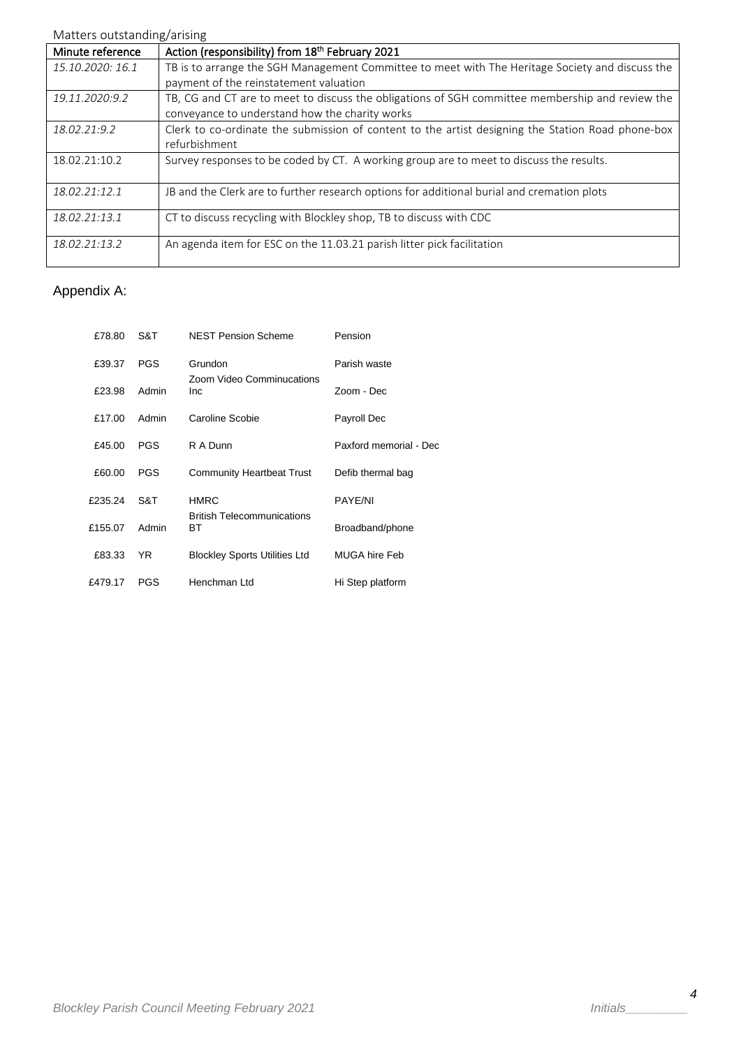Matters outstanding/arising

| Minute reference | Action (responsibility) from 18th February 2021 |
|---|---|
| *15.10.2020: 16.1* | TB is to arrange the SGH Management Committee to meet with The Heritage Society and discuss the payment of the reinstatement valuation |
| *19.11.2020:9.2* | TB, CG and CT are to meet to discuss the obligations of SGH committee membership and review the conveyance to understand how the charity works |
| *18.02.21:9.2* | Clerk to co-ordinate the submission of content to the artist designing the Station Road phone-box refurbishment |
| 18.02.21:10.2 | Survey responses to be coded by CT. A working group are to meet to discuss the results. |
| *18.02.21:12.1* | JB and the Clerk are to further research options for additional burial and cremation plots |
| *18.02.21:13.1* | CT to discuss recycling with Blockley shop, TB to discuss with CDC |
| *18.02.21:13.2* | An agenda item for ESC on the 11.03.21 parish litter pick facilitation |

## Appendix A:

| | | | |
|---|---|---|---|
| £78.80 | S&T | NEST Pension Scheme | Pension |
| £39.37 | PGS | Grundon | Parish waste |
| £23.98 | Admin | Zoom Video Comminucations Inc | Zoom - Dec |
| £17.00 | Admin | Caroline Scobie | Payroll Dec |
| £45.00 | PGS | R A Dunn | Paxford memorial - Dec |
| £60.00 | PGS | Community Heartbeat Trust | Defib thermal bag |
| £235.24 | S&T | HMRC | PAYE/NI |
| £155.07 | Admin | British Telecommunications BT | Broadband/phone |
| £83.33 | YR | Blockley Sports Utilities Ltd | MUGA hire Feb |
| £479.17 | PGS | Henchman Ltd | Hi Step platform |